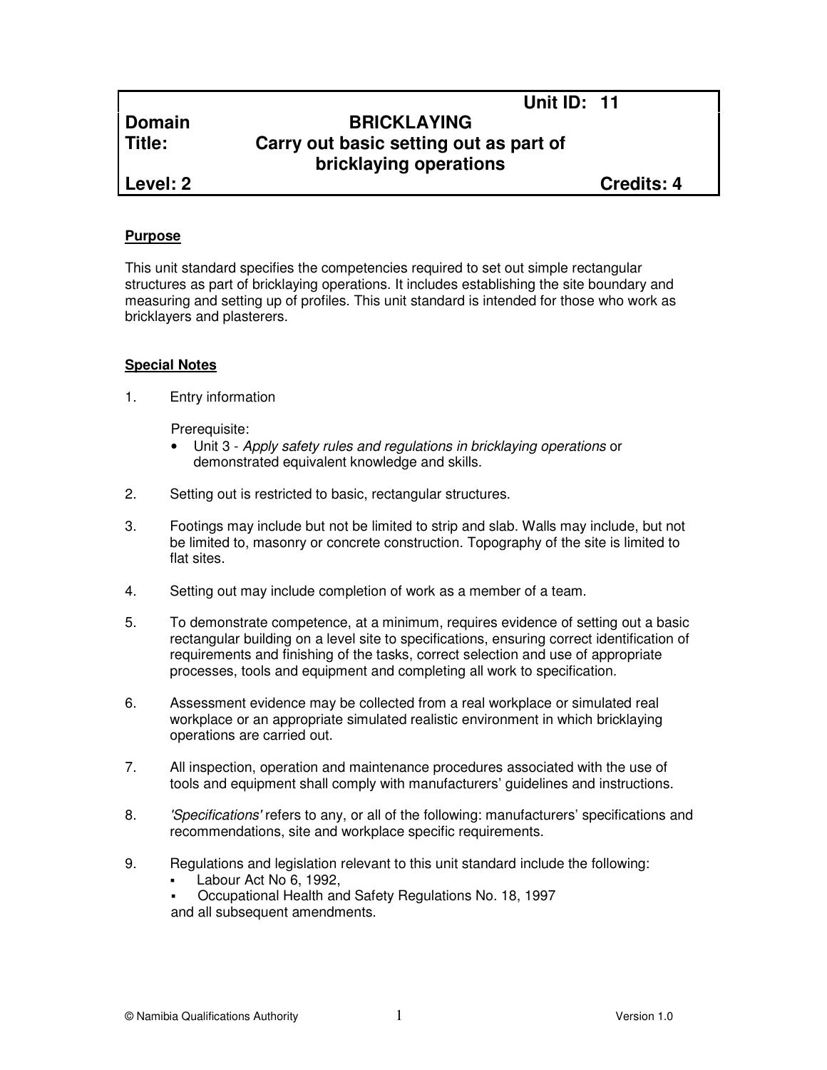| | | Unit ID: 11 |
|---|---|---|
| **Domain** | **BRICKLAYING** | |
| **Title:** | **Carry out basic setting out as part of bricklaying operations** | |
| **Level: 2** | | **Credits: 4** |

**Purpose**

This unit standard specifies the competencies required to set out simple rectangular structures as part of bricklaying operations. It includes establishing the site boundary and measuring and setting up of profiles. This unit standard is intended for those who work as bricklayers and plasterers.

**Special Notes**

1. Entry information

   Prerequisite:
   - Unit 3 - *Apply safety rules and regulations in bricklaying operations* or demonstrated equivalent knowledge and skills.

2. Setting out is restricted to basic, rectangular structures.

3. Footings may include but not be limited to strip and slab. Walls may include, but not be limited to, masonry or concrete construction. Topography of the site is limited to flat sites.

4. Setting out may include completion of work as a member of a team.

5. To demonstrate competence, at a minimum, requires evidence of setting out a basic rectangular building on a level site to specifications, ensuring correct identification of requirements and finishing of the tasks, correct selection and use of appropriate processes, tools and equipment and completing all work to specification.

6. Assessment evidence may be collected from a real workplace or simulated real workplace or an appropriate simulated realistic environment in which bricklaying operations are carried out.

7. All inspection, operation and maintenance procedures associated with the use of tools and equipment shall comply with manufacturers' guidelines and instructions.

8. *'Specifications'* refers to any, or all of the following: manufacturers' specifications and recommendations, site and workplace specific requirements.

9. Regulations and legislation relevant to this unit standard include the following:
   - Labour Act No 6, 1992,
   - Occupational Health and Safety Regulations No. 18, 1997

   and all subsequent amendments.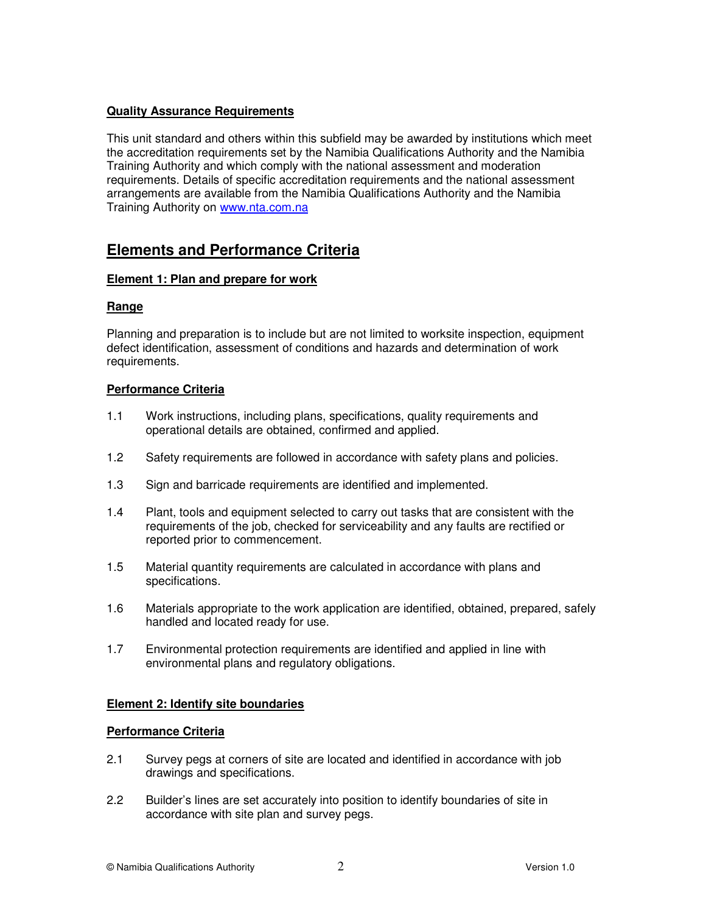**Quality Assurance Requirements**

This unit standard and others within this subfield may be awarded by institutions which meet the accreditation requirements set by the Namibia Qualifications Authority and the Namibia Training Authority and which comply with the national assessment and moderation requirements. Details of specific accreditation requirements and the national assessment arrangements are available from the Namibia Qualifications Authority and the Namibia Training Authority on www.nta.com.na

## Elements and Performance Criteria

### Element 1: Plan and prepare for work

**Range**

Planning and preparation is to include but are not limited to worksite inspection, equipment defect identification, assessment of conditions and hazards and determination of work requirements.

**Performance Criteria**

1.1 Work instructions, including plans, specifications, quality requirements and operational details are obtained, confirmed and applied.

1.2 Safety requirements are followed in accordance with safety plans and policies.

1.3 Sign and barricade requirements are identified and implemented.

1.4 Plant, tools and equipment selected to carry out tasks that are consistent with the requirements of the job, checked for serviceability and any faults are rectified or reported prior to commencement.

1.5 Material quantity requirements are calculated in accordance with plans and specifications.

1.6 Materials appropriate to the work application are identified, obtained, prepared, safely handled and located ready for use.

1.7 Environmental protection requirements are identified and applied in line with environmental plans and regulatory obligations.

### Element 2: Identify site boundaries

**Performance Criteria**

2.1 Survey pegs at corners of site are located and identified in accordance with job drawings and specifications.

2.2 Builder's lines are set accurately into position to identify boundaries of site in accordance with site plan and survey pegs.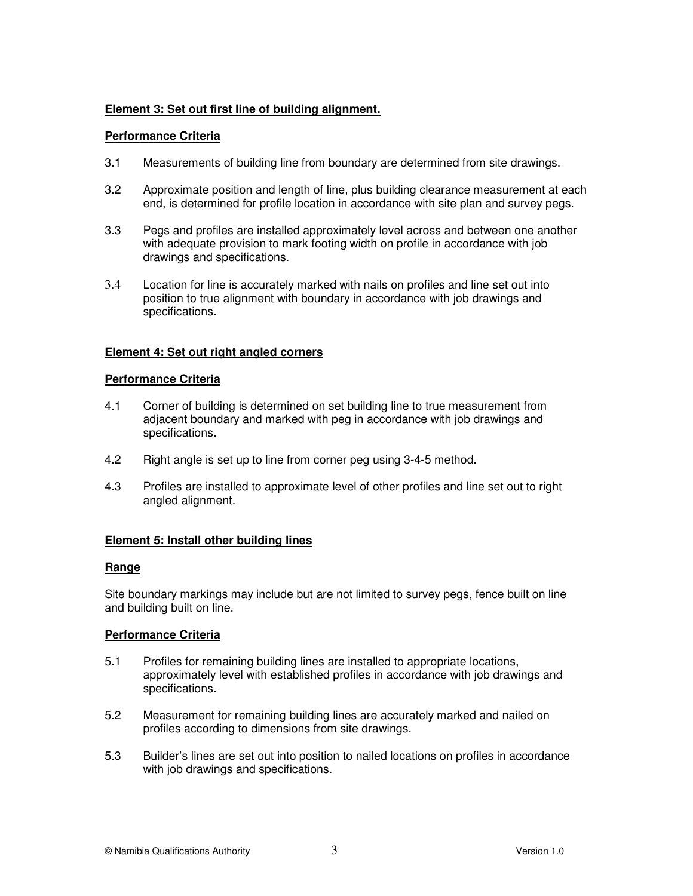**Element 3: Set out first line of building alignment.**

**Performance Criteria**

3.1 Measurements of building line from boundary are determined from site drawings.

3.2 Approximate position and length of line, plus building clearance measurement at each end, is determined for profile location in accordance with site plan and survey pegs.

3.3 Pegs and profiles are installed approximately level across and between one another with adequate provision to mark footing width on profile in accordance with job drawings and specifications.

3.4 Location for line is accurately marked with nails on profiles and line set out into position to true alignment with boundary in accordance with job drawings and specifications.

**Element 4: Set out right angled corners**

**Performance Criteria**

4.1 Corner of building is determined on set building line to true measurement from adjacent boundary and marked with peg in accordance with job drawings and specifications.

4.2 Right angle is set up to line from corner peg using 3-4-5 method.

4.3 Profiles are installed to approximate level of other profiles and line set out to right angled alignment.

**Element 5: Install other building lines**

**Range**

Site boundary markings may include but are not limited to survey pegs, fence built on line and building built on line.

**Performance Criteria**

5.1 Profiles for remaining building lines are installed to appropriate locations, approximately level with established profiles in accordance with job drawings and specifications.

5.2 Measurement for remaining building lines are accurately marked and nailed on profiles according to dimensions from site drawings.

5.3 Builder's lines are set out into position to nailed locations on profiles in accordance with job drawings and specifications.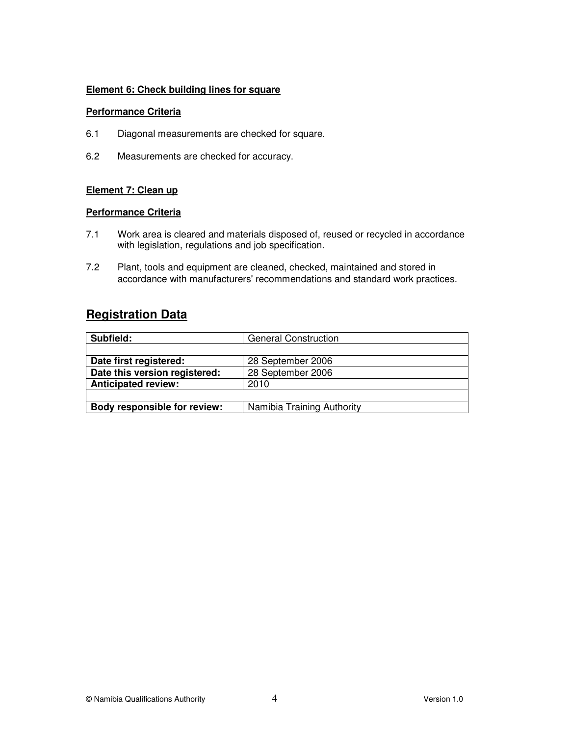**Element 6: Check building lines for square**

**Performance Criteria**

6.1 Diagonal measurements are checked for square.

6.2 Measurements are checked for accuracy.

**Element 7: Clean up**

**Performance Criteria**

7.1 Work area is cleared and materials disposed of, reused or recycled in accordance with legislation, regulations and job specification.

7.2 Plant, tools and equipment are cleaned, checked, maintained and stored in accordance with manufacturers' recommendations and standard work practices.

## Registration Data

| | |
|---|---|
| **Subfield:** | General Construction |
| | |
| **Date first registered:** | 28 September 2006 |
| **Date this version registered:** | 28 September 2006 |
| **Anticipated review:** | 2010 |
| | |
| **Body responsible for review:** | Namibia Training Authority |